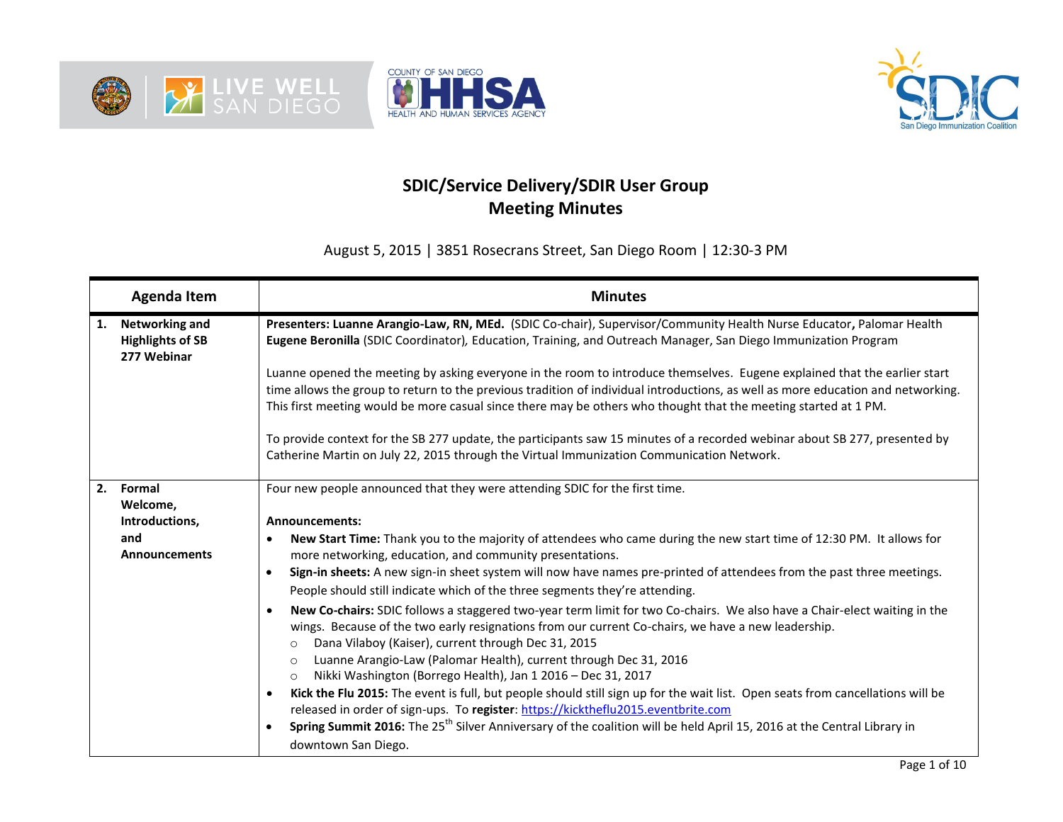# SDIC/Service Delivery/SDIR User Group
# Meeting Minutes

August 5, 2015 | 3851 Rosecrans Street, San Diego Room | 12:30-3 PM

| Agenda Item | Minutes |
|---|---|
| **1. Networking and Highlights of SB 277 Webinar** | **Presenters: Luanne Arangio-Law, RN, MEd.** (SDIC Co-chair), Supervisor/Community Health Nurse Educator, **Palomar Health**<br>**Eugene Beronilla** (SDIC Coordinator), Education, Training, and Outreach Manager, San Diego Immunization Program<br><br>Luanne opened the meeting by asking everyone in the room to introduce themselves. Eugene explained that the earlier start time allows the group to return to the previous tradition of individual introductions, as well as more education and networking. This first meeting would be more casual since there may be others who thought that the meeting started at 1 PM.<br><br>To provide context for the SB 277 update, the participants saw 15 minutes of a recorded webinar about SB 277, presented by Catherine Martin on July 22, 2015 through the Virtual Immunization Communication Network. |
| **2. Formal Welcome, Introductions, and Announcements** | Four new people announced that they were attending SDIC for the first time.<br><br>**Announcements:**<br>• **New Start Time:** Thank you to the majority of attendees who came during the new start time of 12:30 PM. It allows for more networking, education, and community presentations.<br>• **Sign-in sheets:** A new sign-in sheet system will now have names pre-printed of attendees from the past three meetings. People should still indicate which of the three segments they're attending.<br>• **New Co-chairs:** SDIC follows a staggered two-year term limit for two Co-chairs. We also have a Chair-elect waiting in the wings. Because of the two early resignations from our current Co-chairs, we have a new leadership.<br>  ○ Dana Vilaboy (Kaiser), current through Dec 31, 2015<br>  ○ Luanne Arangio-Law (Palomar Health), current through Dec 31, 2016<br>  ○ Nikki Washington (Borrego Health), Jan 1 2016 – Dec 31, 2017<br>• **Kick the Flu 2015:** The event is full, but people should still sign up for the wait list. Open seats from cancellations will be released in order of sign-ups. To **register**: https://kicktheflu2015.eventbrite.com<br>• **Spring Summit 2016:** The 25th Silver Anniversary of the coalition will be held April 15, 2016 at the Central Library in downtown San Diego. |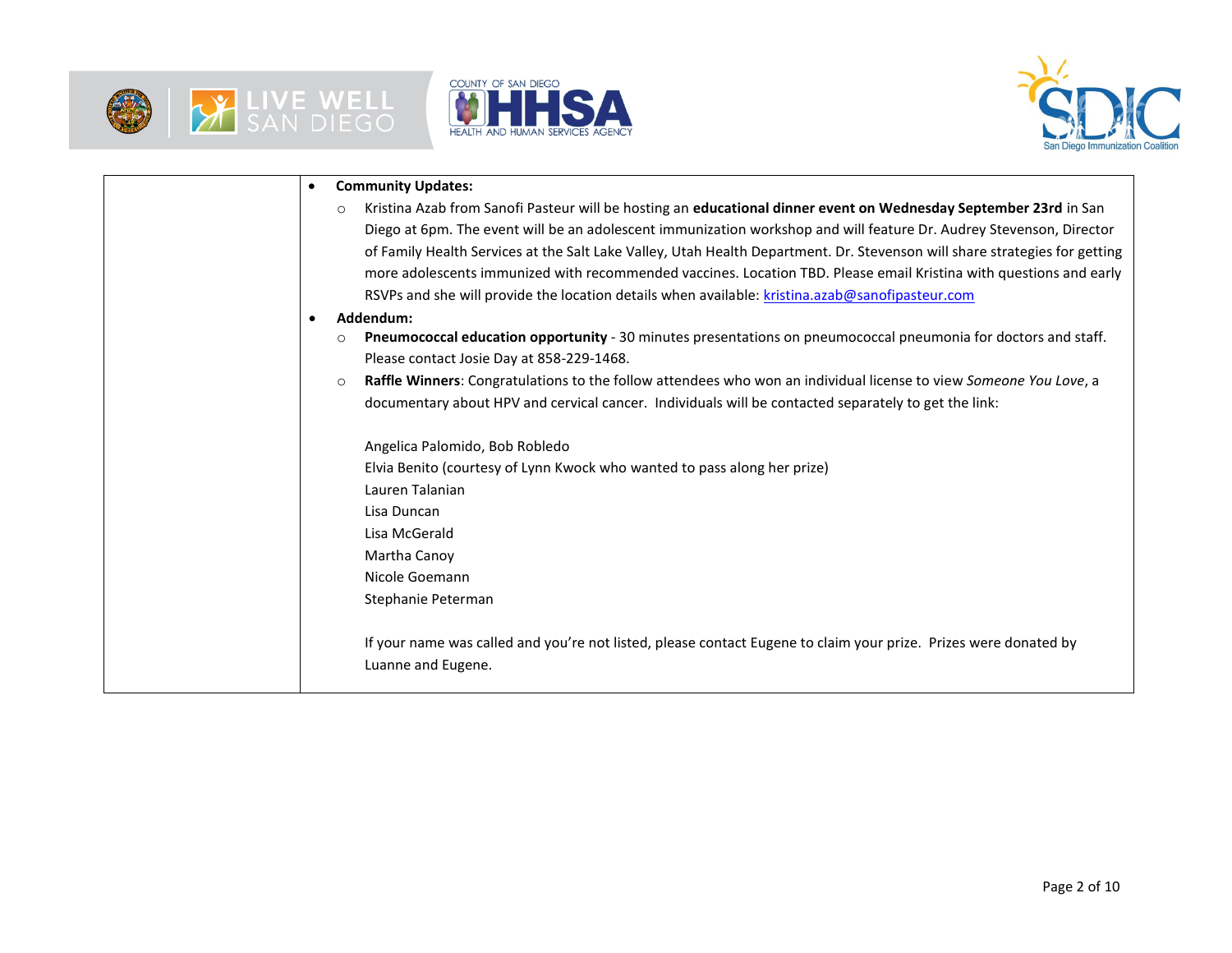- **Community Updates:**
  - Kristina Azab from Sanofi Pasteur will be hosting an **educational dinner event on Wednesday September 23rd** in San Diego at 6pm. The event will be an adolescent immunization workshop and will feature Dr. Audrey Stevenson, Director of Family Health Services at the Salt Lake Valley, Utah Health Department. Dr. Stevenson will share strategies for getting more adolescents immunized with recommended vaccines. Location TBD. Please email Kristina with questions and early RSVPs and she will provide the location details when available: kristina.azab@sanofipasteur.com
- **Addendum:**
  - **Pneumococcal education opportunity** - 30 minutes presentations on pneumococcal pneumonia for doctors and staff. Please contact Josie Day at 858-229-1468.
  - **Raffle Winners**: Congratulations to the follow attendees who won an individual license to view *Someone You Love*, a documentary about HPV and cervical cancer. Individuals will be contacted separately to get the link:

    Angelica Palomido, Bob Robledo
    Elvia Benito (courtesy of Lynn Kwock who wanted to pass along her prize)
    Lauren Talanian
    Lisa Duncan
    Lisa McGerald
    Martha Canoy
    Nicole Goemann
    Stephanie Peterman

    If your name was called and you're not listed, please contact Eugene to claim your prize. Prizes were donated by Luanne and Eugene.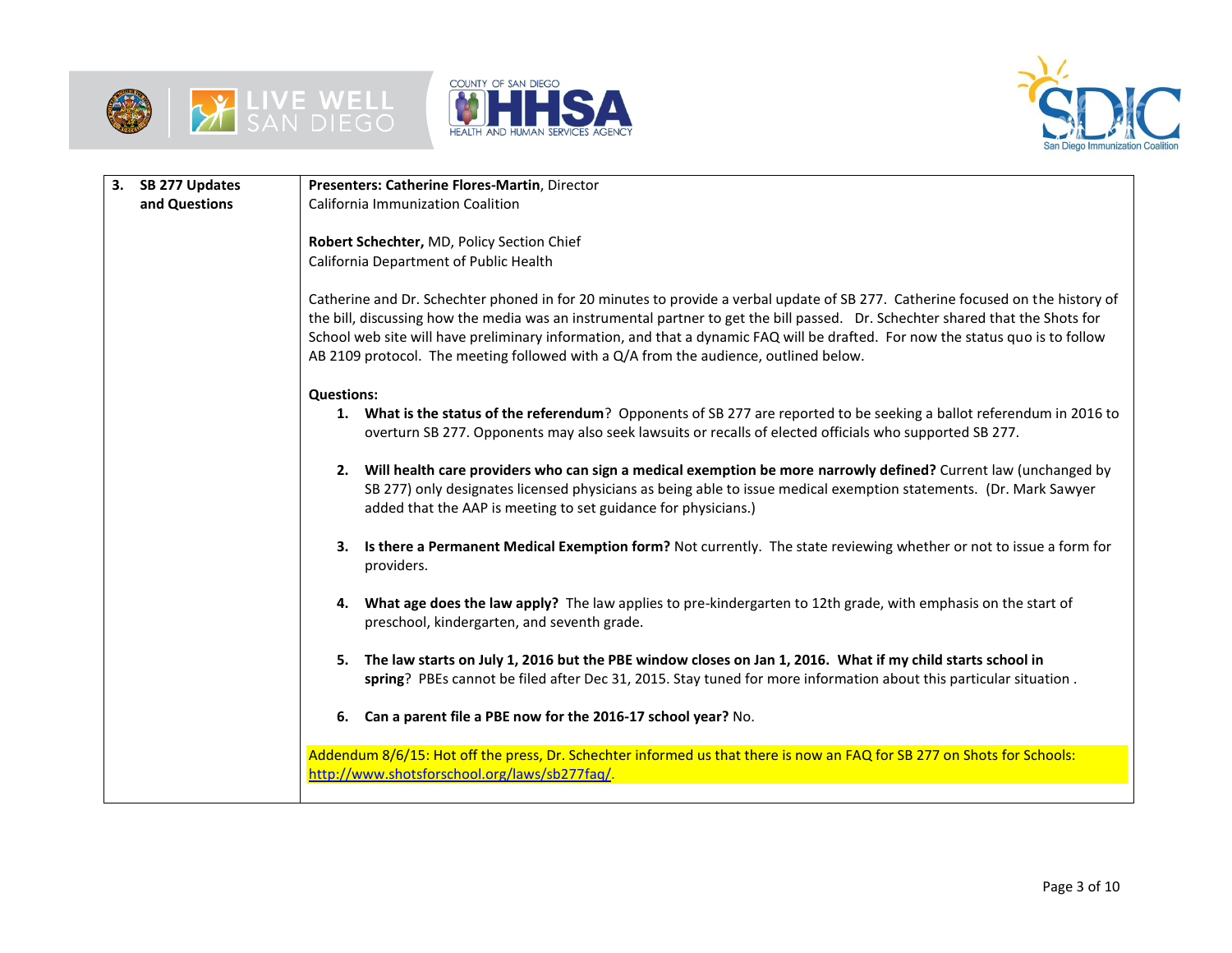| 3. SB 277 Updates and Questions | **Presenters: Catherine Flores-Martin**, Director<br>California Immunization Coalition<br><br>**Robert Schechter,** MD, Policy Section Chief<br>California Department of Public Health<br><br>Catherine and Dr. Schechter phoned in for 20 minutes to provide a verbal update of SB 277. Catherine focused on the history of the bill, discussing how the media was an instrumental partner to get the bill passed. Dr. Schechter shared that the Shots for School web site will have preliminary information, and that a dynamic FAQ will be drafted. For now the status quo is to follow AB 2109 protocol. The meeting followed with a Q/A from the audience, outlined below.<br><br>**Questions:**<br>1. **What is the status of the referendum**? Opponents of SB 277 are reported to be seeking a ballot referendum in 2016 to overturn SB 277. Opponents may also seek lawsuits or recalls of elected officials who supported SB 277.<br><br>2. **Will health care providers who can sign a medical exemption be more narrowly defined?** Current law (unchanged by SB 277) only designates licensed physicians as being able to issue medical exemption statements. (Dr. Mark Sawyer added that the AAP is meeting to set guidance for physicians.)<br><br>3. **Is there a Permanent Medical Exemption form?** Not currently. The state reviewing whether or not to issue a form for providers.<br><br>4. **What age does the law apply?** The law applies to pre-kindergarten to 12th grade, with emphasis on the start of preschool, kindergarten, and seventh grade.<br><br>5. **The law starts on July 1, 2016 but the PBE window closes on Jan 1, 2016. What if my child starts school in spring**? PBEs cannot be filed after Dec 31, 2015. Stay tuned for more information about this particular situation .<br><br>6. **Can a parent file a PBE now for the 2016-17 school year?** No.<br><br>Addendum 8/6/15: Hot off the press, Dr. Schechter informed us that there is now an FAQ for SB 277 on Shots for Schools: http://www.shotsforschool.org/laws/sb277faq/. |
|---|---|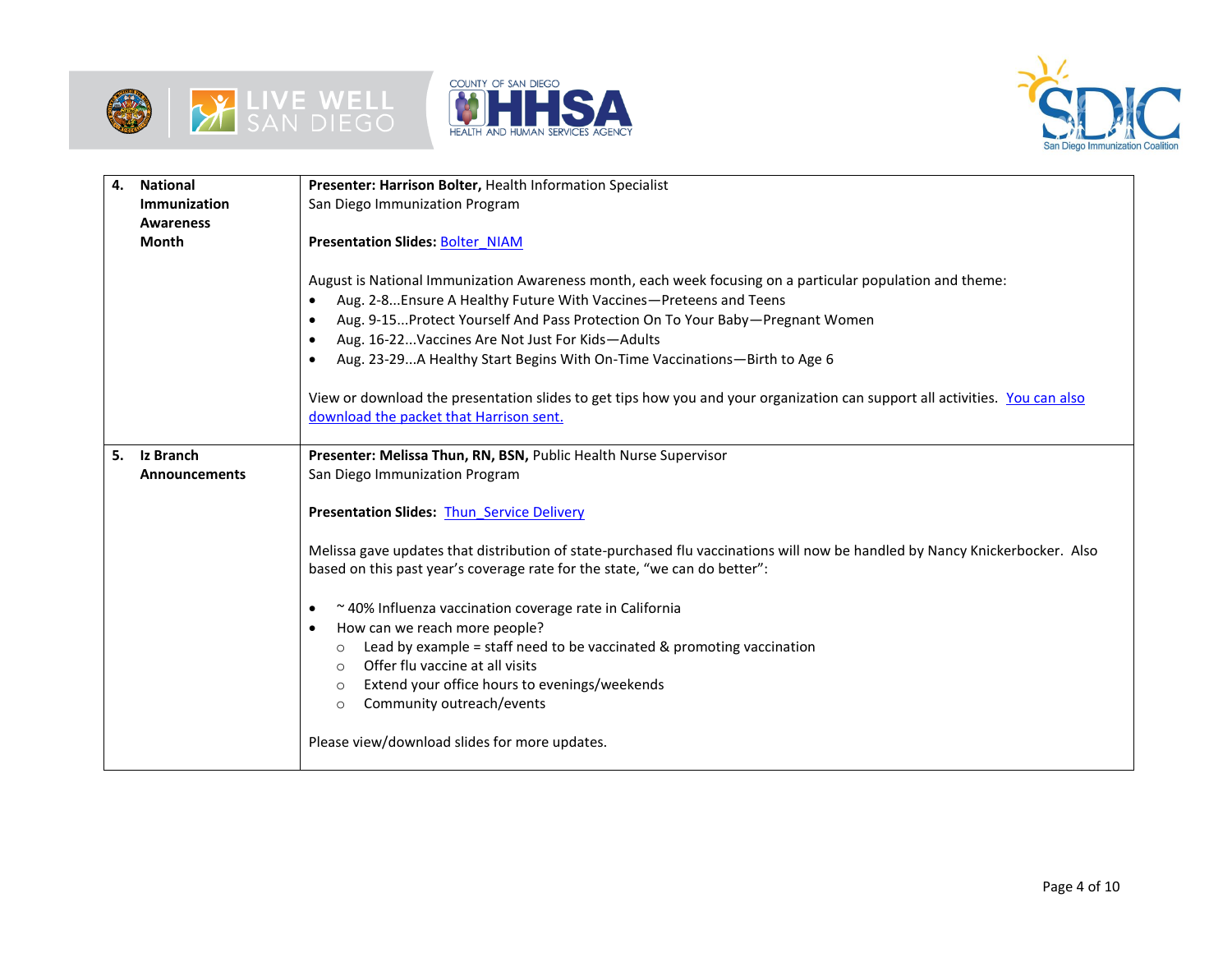| | |
|---|---|
| **4. National Immunization Awareness Month** | **Presenter: Harrison Bolter,** Health Information Specialist<br>San Diego Immunization Program<br><br>**Presentation Slides:** Bolter_NIAM<br><br>August is National Immunization Awareness month, each week focusing on a particular population and theme:<br>• Aug. 2-8...Ensure A Healthy Future With Vaccines—Preteens and Teens<br>• Aug. 9-15...Protect Yourself And Pass Protection On To Your Baby—Pregnant Women<br>• Aug. 16-22...Vaccines Are Not Just For Kids—Adults<br>• Aug. 23-29...A Healthy Start Begins With On-Time Vaccinations—Birth to Age 6<br><br>View or download the presentation slides to get tips how you and your organization can support all activities. You can also download the packet that Harrison sent. |
| **5. Iz Branch Announcements** | **Presenter: Melissa Thun, RN, BSN,** Public Health Nurse Supervisor<br>San Diego Immunization Program<br><br>**Presentation Slides:** Thun_Service Delivery<br><br>Melissa gave updates that distribution of state-purchased flu vaccinations will now be handled by Nancy Knickerbocker. Also based on this past year's coverage rate for the state, "we can do better":<br><br>• ~ 40% Influenza vaccination coverage rate in California<br>• How can we reach more people?<br>&nbsp;&nbsp;&nbsp;&nbsp;○ Lead by example = staff need to be vaccinated & promoting vaccination<br>&nbsp;&nbsp;&nbsp;&nbsp;○ Offer flu vaccine at all visits<br>&nbsp;&nbsp;&nbsp;&nbsp;○ Extend your office hours to evenings/weekends<br>&nbsp;&nbsp;&nbsp;&nbsp;○ Community outreach/events<br><br>Please view/download slides for more updates. |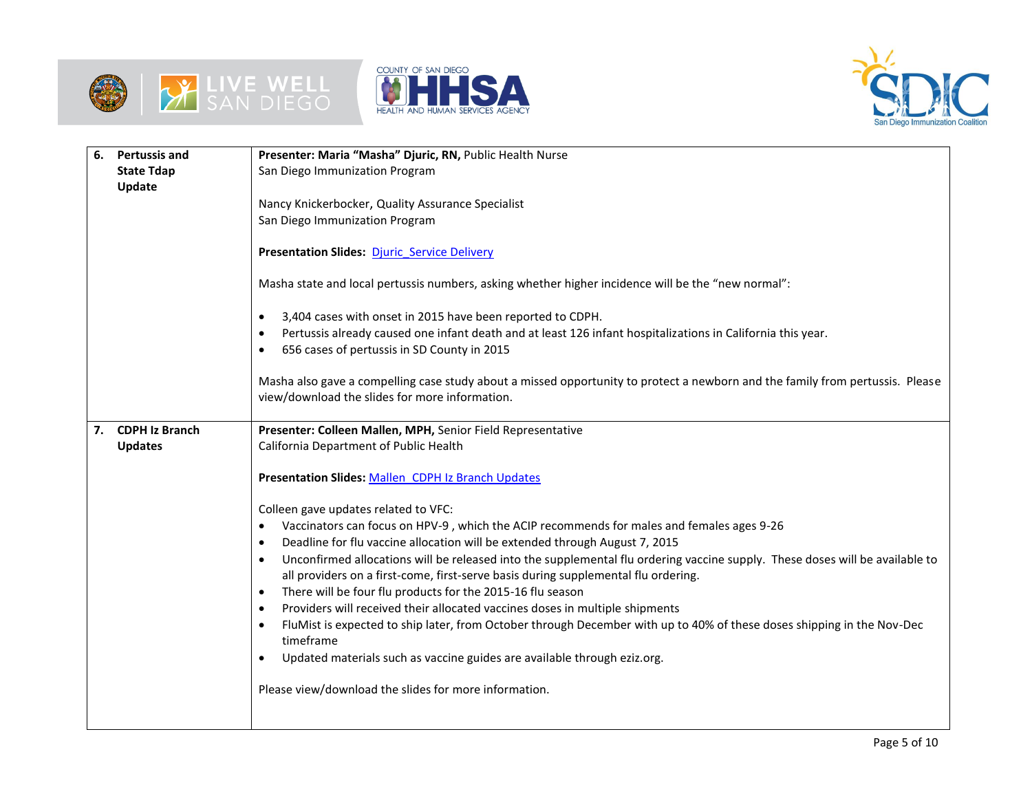| | |
|---|---|
| **6. Pertussis and State Tdap Update** | **Presenter: Maria "Masha" Djuric, RN,** Public Health Nurse<br>San Diego Immunization Program<br><br>Nancy Knickerbocker, Quality Assurance Specialist<br>San Diego Immunization Program<br><br>**Presentation Slides:** Djuric_Service Delivery<br><br>Masha state and local pertussis numbers, asking whether higher incidence will be the "new normal":<br><br>• 3,404 cases with onset in 2015 have been reported to CDPH.<br>• Pertussis already caused one infant death and at least 126 infant hospitalizations in California this year.<br>• 656 cases of pertussis in SD County in 2015<br><br>Masha also gave a compelling case study about a missed opportunity to protect a newborn and the family from pertussis. Please view/download the slides for more information. |
| **7. CDPH Iz Branch Updates** | **Presenter: Colleen Mallen, MPH,** Senior Field Representative<br>California Department of Public Health<br><br>**Presentation Slides:** Mallen_CDPH Iz Branch Updates<br><br>Colleen gave updates related to VFC:<br>• Vaccinators can focus on HPV-9 , which the ACIP recommends for males and females ages 9-26<br>• Deadline for flu vaccine allocation will be extended through August 7, 2015<br>• Unconfirmed allocations will be released into the supplemental flu ordering vaccine supply. These doses will be available to all providers on a first-come, first-serve basis during supplemental flu ordering.<br>• There will be four flu products for the 2015-16 flu season<br>• Providers will received their allocated vaccines doses in multiple shipments<br>• FluMist is expected to ship later, from October through December with up to 40% of these doses shipping in the Nov-Dec timeframe<br>• Updated materials such as vaccine guides are available through eziz.org.<br><br>Please view/download the slides for more information. |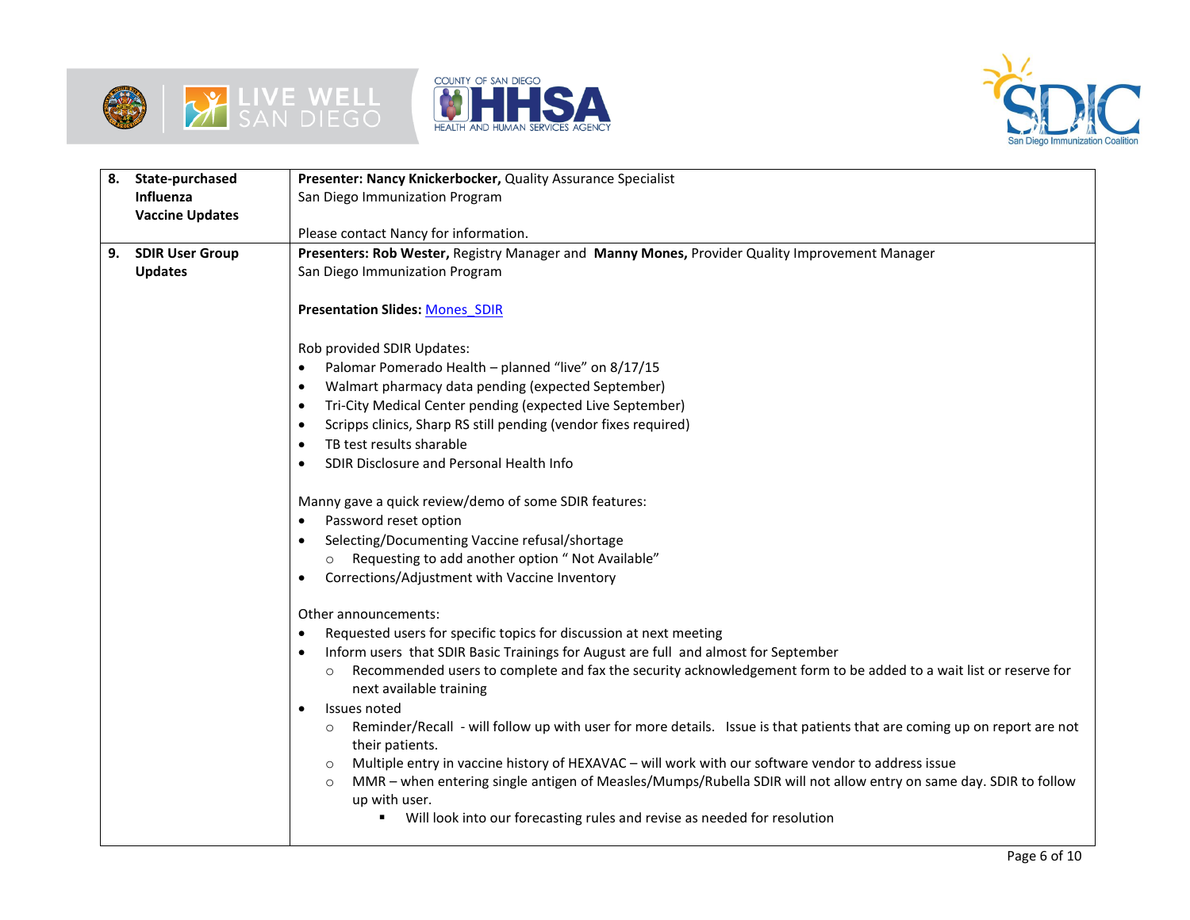| | |
|---|---|
| **8. State-purchased Influenza Vaccine Updates** | **Presenter: Nancy Knickerbocker,** Quality Assurance Specialist<br>San Diego Immunization Program<br><br>Please contact Nancy for information. |
| **9. SDIR User Group Updates** | **Presenters: Rob Wester,** Registry Manager and **Manny Mones,** Provider Quality Improvement Manager<br>San Diego Immunization Program<br><br>**Presentation Slides:** Mones_SDIR<br><br>Rob provided SDIR Updates:<br>• Palomar Pomerado Health – planned "live" on 8/17/15<br>• Walmart pharmacy data pending (expected September)<br>• Tri-City Medical Center pending (expected Live September)<br>• Scripps clinics, Sharp RS still pending (vendor fixes required)<br>• TB test results sharable<br>• SDIR Disclosure and Personal Health Info<br><br>Manny gave a quick review/demo of some SDIR features:<br>• Password reset option<br>• Selecting/Documenting Vaccine refusal/shortage<br>  ○ Requesting to add another option " Not Available"<br>• Corrections/Adjustment with Vaccine Inventory<br><br>Other announcements:<br>• Requested users for specific topics for discussion at next meeting<br>• Inform users that SDIR Basic Trainings for August are full and almost for September<br>  ○ Recommended users to complete and fax the security acknowledgement form to be added to a wait list or reserve for next available training<br>• Issues noted<br>  ○ Reminder/Recall - will follow up with user for more details. Issue is that patients that are coming up on report are not their patients.<br>  ○ Multiple entry in vaccine history of HEXAVAC – will work with our software vendor to address issue<br>  ○ MMR – when entering single antigen of Measles/Mumps/Rubella SDIR will not allow entry on same day. SDIR to follow up with user.<br>    ▪ Will look into our forecasting rules and revise as needed for resolution |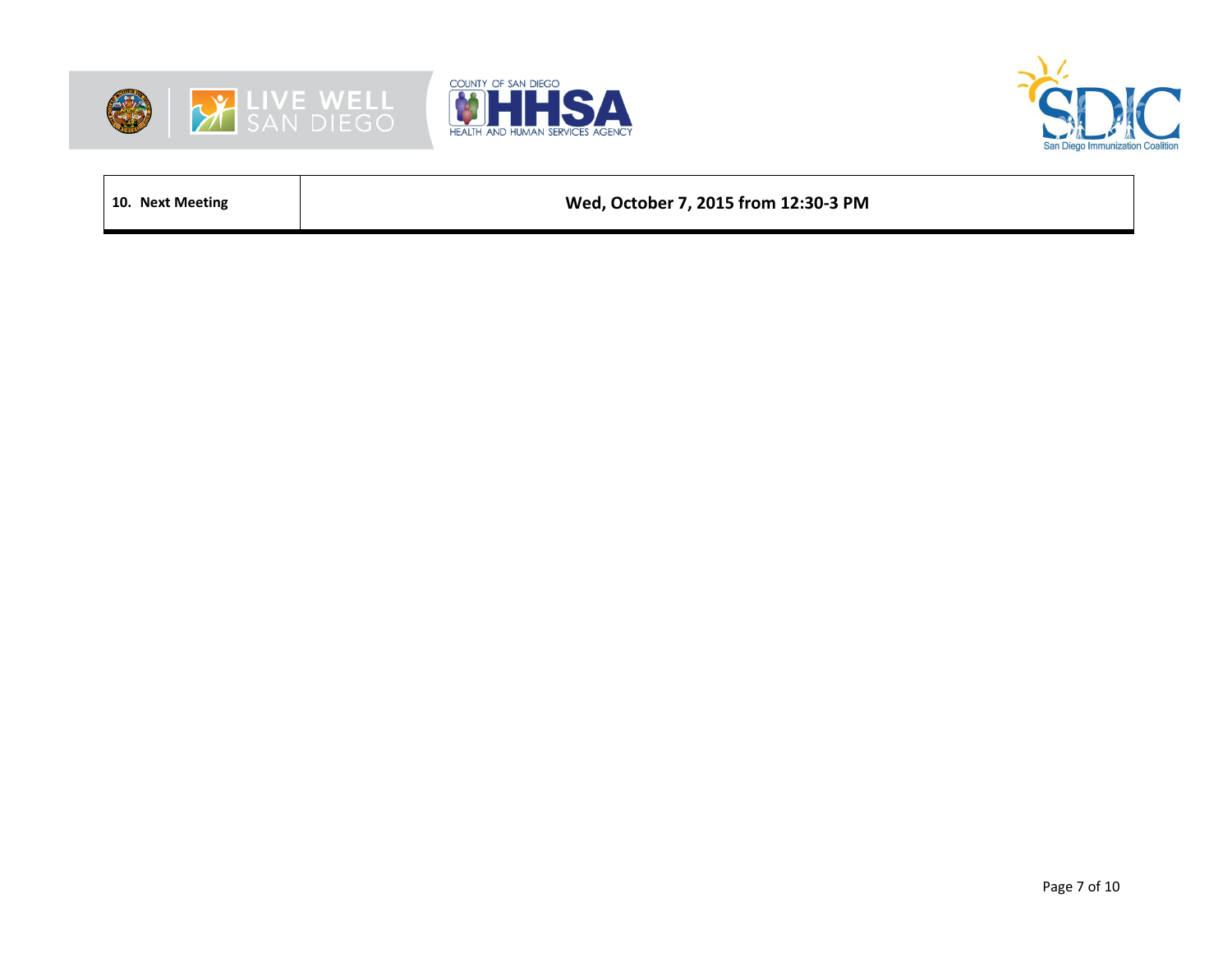| 10. Next Meeting | Wed, October 7, 2015 from 12:30-3 PM |
| --- | --- |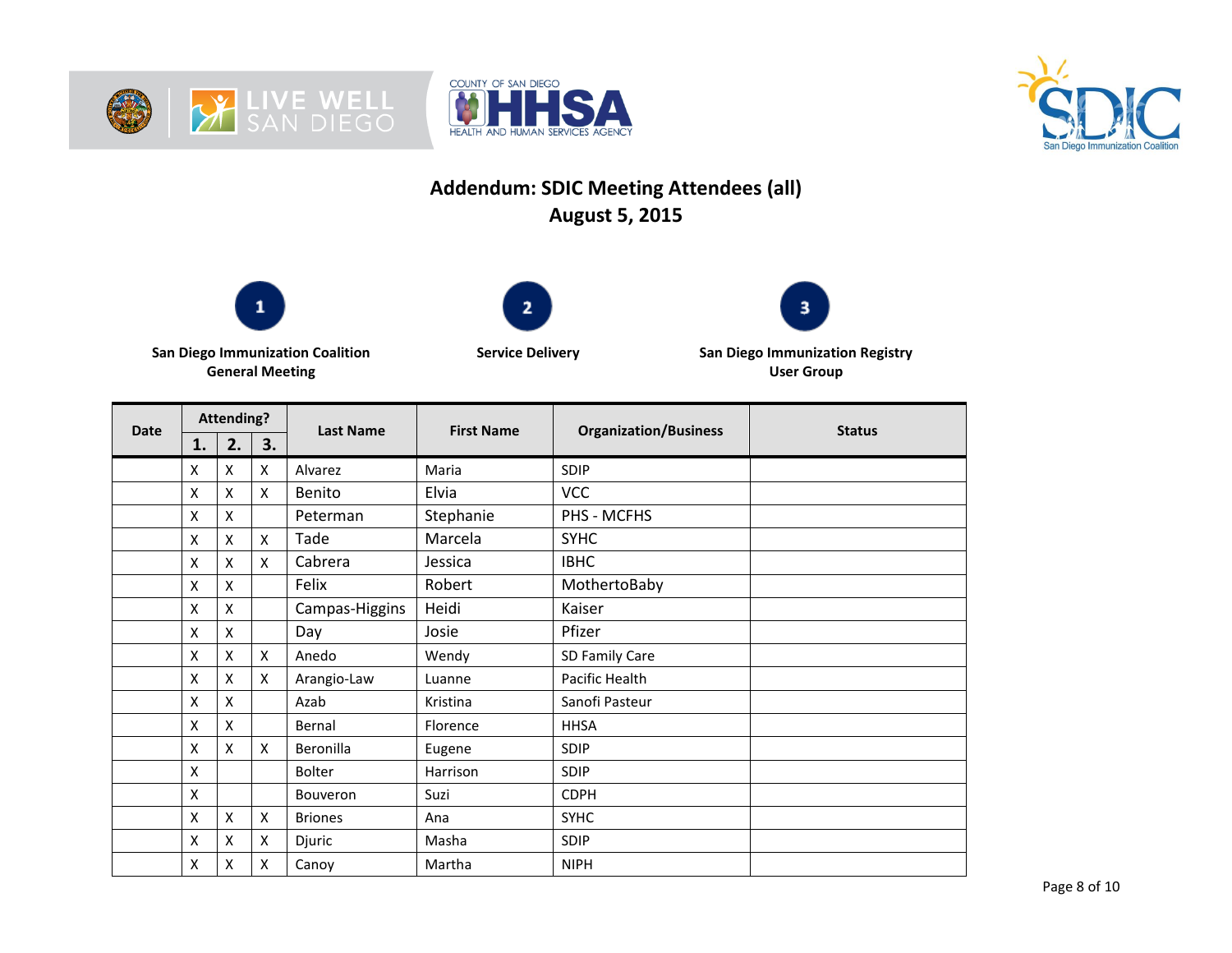# Addendum: SDIC Meeting Attendees (all)
## August 5, 2015

**1** San Diego Immunization Coalition General Meeting

**2** Service Delivery

**3** San Diego Immunization Registry User Group

| Date | Attending? | | | Last Name | First Name | Organization/Business | Status |
|---|---|---|---|---|---|---|---|
| | 1. | 2. | 3. | | | | |
| | X | X | X | Alvarez | Maria | SDIP | |
| | X | X | X | Benito | Elvia | VCC | |
| | X | X | | Peterman | Stephanie | PHS - MCFHS | |
| | X | X | X | Tade | Marcela | SYHC | |
| | X | X | X | Cabrera | Jessica | IBHC | |
| | X | X | | Felix | Robert | MothertoBaby | |
| | X | X | | Campas-Higgins | Heidi | Kaiser | |
| | X | X | | Day | Josie | Pfizer | |
| | X | X | X | Anedo | Wendy | SD Family Care | |
| | X | X | X | Arangio-Law | Luanne | Pacific Health | |
| | X | X | | Azab | Kristina | Sanofi Pasteur | |
| | X | X | | Bernal | Florence | HHSA | |
| | X | X | X | Beronilla | Eugene | SDIP | |
| | X | | | Bolter | Harrison | SDIP | |
| | X | | | Bouveron | Suzi | CDPH | |
| | X | X | X | Briones | Ana | SYHC | |
| | X | X | X | Djuric | Masha | SDIP | |
| | X | X | X | Canoy | Martha | NIPH | |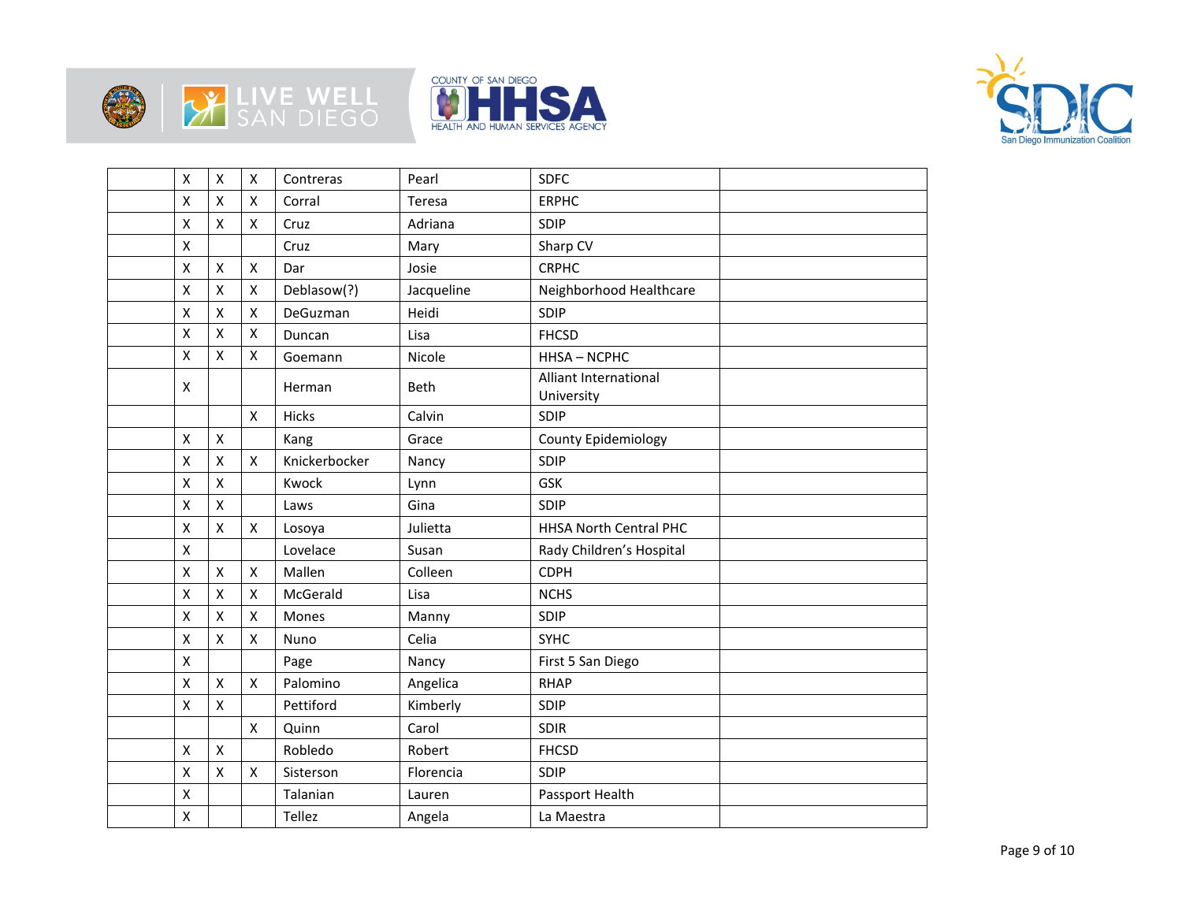| | | | | | | | |
|---|---|---|---|---|---|---|---|
| | X | X | X | Contreras | Pearl | SDFC | |
| | X | X | X | Corral | Teresa | ERPHC | |
| | X | X | X | Cruz | Adriana | SDIP | |
| | X | | | Cruz | Mary | Sharp CV | |
| | X | X | X | Dar | Josie | CRPHC | |
| | X | X | X | Deblasow(?) | Jacqueline | Neighborhood Healthcare | |
| | X | X | X | DeGuzman | Heidi | SDIP | |
| | X | X | X | Duncan | Lisa | FHCSD | |
| | X | X | X | Goemann | Nicole | HHSA – NCPHC | |
| | X | | | Herman | Beth | Alliant International University | |
| | | | X | Hicks | Calvin | SDIP | |
| | X | X | | Kang | Grace | County Epidemiology | |
| | X | X | X | Knickerbocker | Nancy | SDIP | |
| | X | X | | Kwock | Lynn | GSK | |
| | X | X | | Laws | Gina | SDIP | |
| | X | X | X | Losoya | Julietta | HHSA North Central PHC | |
| | X | | | Lovelace | Susan | Rady Children's Hospital | |
| | X | X | X | Mallen | Colleen | CDPH | |
| | X | X | X | McGerald | Lisa | NCHS | |
| | X | X | X | Mones | Manny | SDIP | |
| | X | X | X | Nuno | Celia | SYHC | |
| | X | | | Page | Nancy | First 5 San Diego | |
| | X | X | X | Palomino | Angelica | RHAP | |
| | X | X | | Pettiford | Kimberly | SDIP | |
| | | | X | Quinn | Carol | SDIR | |
| | X | X | | Robledo | Robert | FHCSD | |
| | X | X | X | Sisterson | Florencia | SDIP | |
| | X | | | Talanian | Lauren | Passport Health | |
| | X | | | Tellez | Angela | La Maestra | |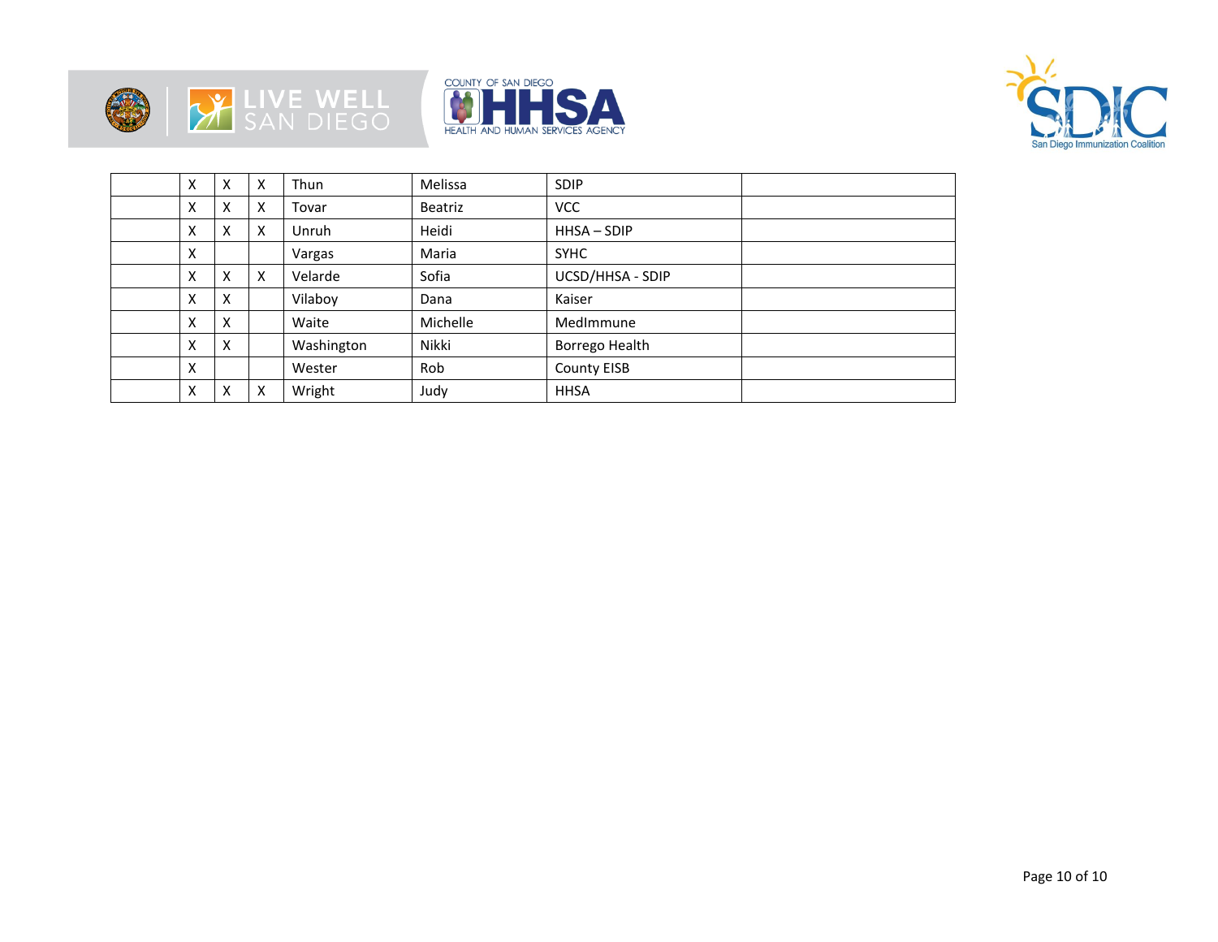| | | | | | | | |
|---|---|---|---|---|---|---|---|
| | X | X | X | Thun | Melissa | SDIP | |
| | X | X | X | Tovar | Beatriz | VCC | |
| | X | X | X | Unruh | Heidi | HHSA – SDIP | |
| | X | | | Vargas | Maria | SYHC | |
| | X | X | X | Velarde | Sofia | UCSD/HHSA - SDIP | |
| | X | X | | Vilaboy | Dana | Kaiser | |
| | X | X | | Waite | Michelle | MedImmune | |
| | X | X | | Washington | Nikki | Borrego Health | |
| | X | | | Wester | Rob | County EISB | |
| | X | X | X | Wright | Judy | HHSA | |